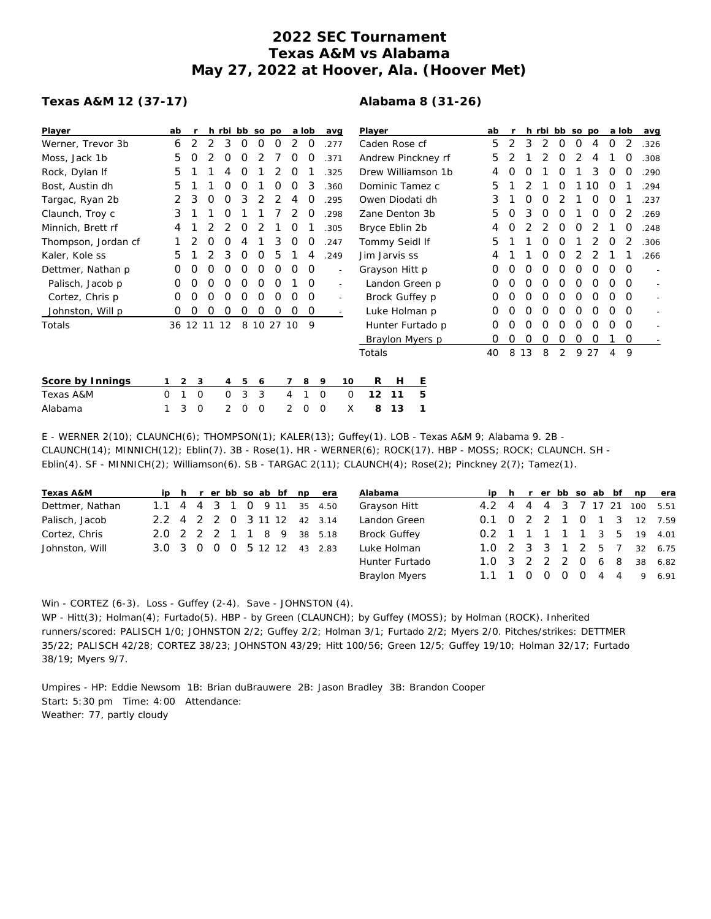# 2022 SEC Tournament
# Texas A&M vs Alabama
# May 27, 2022 at Hoover, Ala. (Hoover Met)

### Texas A&M 12 (37-17)

| Player | ab | r | h | rbi | bb | so | po | a | lob | avg |
|---|---|---|---|---|---|---|---|---|---|---|
| Werner, Trevor 3b | 6 | 2 | 2 | 3 | 0 | 0 | 0 | 2 | 0 | .277 |
| Moss, Jack 1b | 5 | 0 | 2 | 0 | 0 | 2 | 7 | 0 | 0 | .371 |
| Rock, Dylan lf | 5 | 1 | 1 | 4 | 0 | 1 | 2 | 0 | 1 | .325 |
| Bost, Austin dh | 5 | 1 | 1 | 0 | 0 | 1 | 0 | 0 | 3 | .360 |
| Targac, Ryan 2b | 2 | 3 | 0 | 0 | 3 | 2 | 2 | 4 | 0 | .295 |
| Claunch, Troy c | 3 | 1 | 1 | 0 | 1 | 1 | 7 | 2 | 0 | .298 |
| Minnich, Brett rf | 4 | 1 | 2 | 2 | 0 | 2 | 1 | 0 | 1 | .305 |
| Thompson, Jordan cf | 1 | 2 | 0 | 0 | 4 | 1 | 3 | 0 | 0 | .247 |
| Kaler, Kole ss | 5 | 1 | 2 | 3 | 0 | 0 | 5 | 1 | 4 | .249 |
| Dettmer, Nathan p | 0 | 0 | 0 | 0 | 0 | 0 | 0 | 0 | 0 | - |
| Palisch, Jacob p | 0 | 0 | 0 | 0 | 0 | 0 | 0 | 1 | 0 | - |
| Cortez, Chris p | 0 | 0 | 0 | 0 | 0 | 0 | 0 | 0 | 0 | - |
| Johnston, Will p | 0 | 0 | 0 | 0 | 0 | 0 | 0 | 0 | 0 | - |
| Totals | 36 | 12 | 11 | 12 | 8 | 10 | 27 | 10 | 9 | |

### Alabama 8 (31-26)

| Player | ab | r | h | rbi | bb | so | po | a | lob | avg |
|---|---|---|---|---|---|---|---|---|---|---|
| Caden Rose cf | 5 | 2 | 3 | 2 | 0 | 0 | 4 | 0 | 2 | .326 |
| Andrew Pinckney rf | 5 | 2 | 1 | 2 | 0 | 2 | 4 | 1 | 0 | .308 |
| Drew Williamson 1b | 4 | 0 | 0 | 1 | 0 | 1 | 3 | 0 | 0 | .290 |
| Dominic Tamez c | 5 | 1 | 2 | 1 | 0 | 1 | 10 | 0 | 1 | .294 |
| Owen Diodati dh | 3 | 1 | 0 | 0 | 2 | 1 | 0 | 0 | 1 | .237 |
| Zane Denton 3b | 5 | 0 | 3 | 0 | 0 | 1 | 0 | 0 | 2 | .269 |
| Bryce Eblin 2b | 4 | 0 | 2 | 2 | 0 | 0 | 2 | 1 | 0 | .248 |
| Tommy Seidl lf | 5 | 1 | 1 | 0 | 0 | 1 | 2 | 0 | 2 | .306 |
| Jim Jarvis ss | 4 | 1 | 1 | 0 | 0 | 2 | 2 | 1 | 1 | .266 |
| Grayson Hitt p | 0 | 0 | 0 | 0 | 0 | 0 | 0 | 0 | 0 | - |
| Landon Green p | 0 | 0 | 0 | 0 | 0 | 0 | 0 | 0 | 0 | - |
| Brock Guffey p | 0 | 0 | 0 | 0 | 0 | 0 | 0 | 0 | 0 | - |
| Luke Holman p | 0 | 0 | 0 | 0 | 0 | 0 | 0 | 0 | 0 | - |
| Hunter Furtado p | 0 | 0 | 0 | 0 | 0 | 0 | 0 | 0 | 0 | - |
| Braylon Myers p | 0 | 0 | 0 | 0 | 0 | 0 | 0 | 1 | 0 | - |
| Totals | 40 | 8 | 13 | 8 | 2 | 9 | 27 | 4 | 9 | |

| Score by Innings | 1 | 2 | 3 | 4 | 5 | 6 | 7 | 8 | 9 | 10 | R | H | E |
|---|---|---|---|---|---|---|---|---|---|---|---|---|---|
| Texas A&M | 0 | 1 | 0 | 0 | 3 | 3 | 4 | 1 | 0 | 0 | 12 | 11 | 5 |
| Alabama | 1 | 3 | 0 | 2 | 0 | 0 | 2 | 0 | 0 | X | 8 | 13 | 1 |

E - WERNER 2(10); CLAUNCH(6); THOMPSON(1); KALER(13); Guffey(1). LOB - Texas A&M 9; Alabama 9. 2B - CLAUNCH(14); MINNICH(12); Eblin(7). 3B - Rose(1). HR - WERNER(6); ROCK(17). HBP - MOSS; ROCK; CLAUNCH. SH - Eblin(4). SF - MINNICH(2); Williamson(6). SB - TARGAC 2(11); CLAUNCH(4); Rose(2); Pinckney 2(7); Tamez(1).

| Texas A&M | ip | h | r | er | bb | so | ab | bf | np | era |
|---|---|---|---|---|---|---|---|---|---|---|
| Dettmer, Nathan | 1.1 | 4 | 4 | 3 | 1 | 0 | 9 | 11 | 35 | 4.50 |
| Palisch, Jacob | 2.2 | 4 | 2 | 2 | 0 | 3 | 11 | 12 | 42 | 3.14 |
| Cortez, Chris | 2.0 | 2 | 2 | 2 | 1 | 1 | 8 | 9 | 38 | 5.18 |
| Johnston, Will | 3.0 | 3 | 0 | 0 | 0 | 5 | 12 | 12 | 43 | 2.83 |

| Alabama | ip | h | r | er | bb | so | ab | bf | np | era |
|---|---|---|---|---|---|---|---|---|---|---|
| Grayson Hitt | 4.2 | 4 | 4 | 4 | 3 | 7 | 17 | 21 | 100 | 5.51 |
| Landon Green | 0.1 | 0 | 2 | 2 | 1 | 0 | 1 | 3 | 12 | 7.59 |
| Brock Guffey | 0.2 | 1 | 1 | 1 | 1 | 1 | 3 | 5 | 19 | 4.01 |
| Luke Holman | 1.0 | 2 | 3 | 3 | 1 | 2 | 5 | 7 | 32 | 6.75 |
| Hunter Furtado | 1.0 | 3 | 2 | 2 | 2 | 0 | 6 | 8 | 38 | 6.82 |
| Braylon Myers | 1.1 | 1 | 0 | 0 | 0 | 0 | 4 | 4 | 9 | 6.91 |

Win - CORTEZ (6-3). Loss - Guffey (2-4). Save - JOHNSTON (4).

WP - Hitt(3); Holman(4); Furtado(5). HBP - by Green (CLAUNCH); by Guffey (MOSS); by Holman (ROCK). Inherited runners/scored: PALISCH 1/0; JOHNSTON 2/2; Guffey 2/2; Holman 3/1; Furtado 2/2; Myers 2/0. Pitches/strikes: DETTMER 35/22; PALISCH 42/28; CORTEZ 38/23; JOHNSTON 43/29; Hitt 100/56; Green 12/5; Guffey 19/10; Holman 32/17; Furtado 38/19; Myers 9/7.

Umpires - HP: Eddie Newsom 1B: Brian duBrauwere 2B: Jason Bradley 3B: Brandon Cooper
Start: 5:30 pm Time: 4:00 Attendance:
Weather: 77, partly cloudy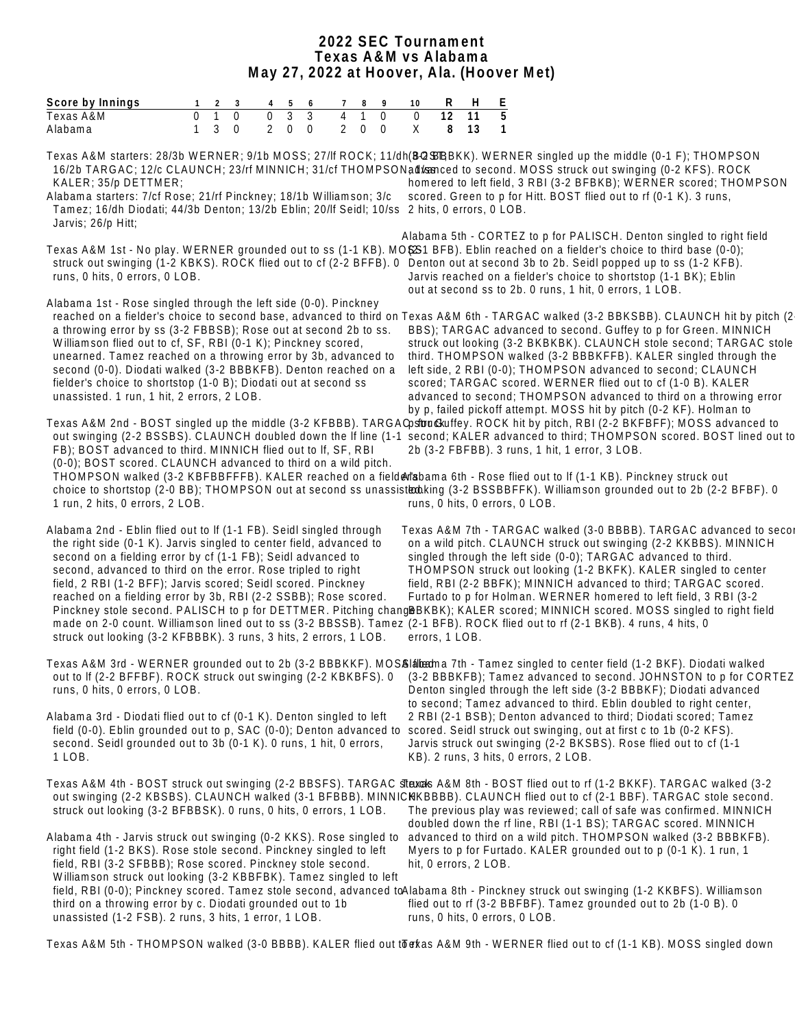# 2022 SEC Tournament
## Texas A&M vs Alabama
### May 27, 2022 at Hoover, Ala. (Hoover Met)

| Score by Innings | 1 | 2 | 3 | 4 | 5 | 6 | 7 | 8 | 9 | 10 | R | H | E |
|---|---|---|---|---|---|---|---|---|---|---|---|---|---|
| Texas A&M | 0 | 1 | 0 | 0 | 3 | 3 | 4 | 1 | 0 | 0 | 12 | 11 | 5 |
| Alabama | 1 | 3 | 0 | 2 | 0 | 0 | 2 | 0 | 0 | X | 8 | 13 | 1 |

Texas A&M starters: 28/3b WERNER; 9/1b MOSS; 27/lf ROCK; 11/dh BOST; 16/2b TARGAC; 12/c CLAUNCH; 23/rf MINNICH; 31/cf THOMPSON; 1/ss KALER; 35/p DETTMER;
Alabama starters: 7/cf Rose; 21/rf Pinckney; 18/1b Williamson; 3/c Tamez; 16/dh Diodati; 44/3b Denton; 13/2b Eblin; 20/lf Seidl; 10/ss Jarvis; 26/p Hitt;

Texas A&M 1st - No play. WERNER grounded out to ss (1-1 KB). MOSS struck out swinging (1-2 KBKS). ROCK flied out to cf (2-2 BFFB). 0 runs, 0 hits, 0 errors, 0 LOB.

Alabama 1st - Rose singled through the left side (0-0). Pinckney reached on a fielder's choice to second base, advanced to third on a throwing error by ss (3-2 FBBSB); Rose out at second 2b to ss. Williamson flied out to cf, SF, RBI (0-1 K); Pinckney scored, unearned. Tamez reached on a throwing error by 3b, advanced to second (0-0). Diodati walked (3-2 BBBKFB). Denton reached on a fielder's choice to shortstop (1-0 B); Diodati out at second ss unassisted. 1 run, 1 hit, 2 errors, 2 LOB.

Texas A&M 2nd - BOST singled up the middle (3-2 KFBBB). TARGAC struck out swinging (2-2 BSSBS). CLAUNCH doubled down the lf line (1-1 FB); BOST advanced to third. MINNICH flied out to lf, SF, RBI (0-0); BOST scored. CLAUNCH advanced to third on a wild pitch. THOMPSON walked (3-2 KBFBBFFFB). KALER reached on a fielder's choice to shortstop (2-0 BB); THOMPSON out at second ss unassisted. 1 run, 2 hits, 0 errors, 2 LOB.

Alabama 2nd - Eblin flied out to lf (1-1 FB). Seidl singled through the right side (0-1 K). Jarvis singled to center field, advanced to second on a fielding error by cf (1-1 FB); Seidl advanced to second, advanced to third on the error. Rose tripled to right field, 2 RBI (1-2 BFF); Jarvis scored; Seidl scored. Pinckney reached on a fielding error by 3b, RBI (2-2 SSBB); Rose scored. Pinckney stole second. PALISCH to p for DETTMER. Pitching change made on 2-0 count. Williamson lined out to ss (3-2 BBSSB). Tamez struck out looking (3-2 KFBBBK). 3 runs, 3 hits, 2 errors, 1 LOB.

Texas A&M 3rd - WERNER grounded out to 2b (3-2 BBBKKF). MOSS flied out to lf (2-2 BFFBF). ROCK struck out swinging (2-2 KBKBFS). 0 runs, 0 hits, 0 errors, 0 LOB.

Alabama 3rd - Diodati flied out to cf (0-1 K). Denton singled to left field (0-0). Eblin grounded out to p, SAC (0-0); Denton advanced to second. Seidl grounded out to 3b (0-1 K). 0 runs, 1 hit, 0 errors, 1 LOB.

Texas A&M 4th - BOST struck out swinging (2-2 BBSFS). TARGAC struck out swinging (2-2 KBSBS). CLAUNCH walked (3-1 BFBBB). MINNICH struck out looking (3-2 BFBBSK). 0 runs, 0 hits, 0 errors, 1 LOB.

Alabama 4th - Jarvis struck out swinging (0-2 KKS). Rose singled to right field (1-2 BKS). Rose stole second. Pinckney singled to left field, RBI (3-2 SFBBB); Rose scored. Pinckney stole second. Williamson struck out looking (3-2 KBBFBK). Tamez singled to left field, RBI (0-0); Pinckney scored. Tamez stole second, advanced to third on a throwing error by c. Diodati grounded out to 1b unassisted (1-2 FSB). 2 runs, 3 hits, 1 error, 1 LOB.

Texas A&M 5th - THOMPSON walked (3-0 BBBB). KALER flied out to rf (3-2 BBBKK). WERNER singled up the middle (0-1 F); THOMPSON advanced to second. MOSS struck out swinging (0-2 KFS). ROCK homered to left field, 3 RBI (3-2 BFBKB); WERNER scored; THOMPSON scored. Green to p for Hitt. BOST flied out to rf (0-1 K). 3 runs, 2 hits, 0 errors, 0 LOB.

Alabama 5th - CORTEZ to p for PALISCH. Denton singled to right field (2-1 BFB). Eblin reached on a fielder's choice to third base (0-0); Denton out at second 3b to 2b. Seidl popped up to ss (1-2 KFB). Jarvis reached on a fielder's choice to shortstop (1-1 BK); Eblin out at second ss to 2b. 0 runs, 1 hit, 0 errors, 1 LOB.

Texas A&M 6th - TARGAC walked (3-2 BBKSBB). CLAUNCH hit by pitch (2-2 BBS); TARGAC advanced to second. Guffey to p for Green. MINNICH struck out looking (3-2 BKBKBK). CLAUNCH stole second; TARGAC stole third. THOMPSON walked (3-2 BBBKFFB). KALER singled through the left side, 2 RBI (0-0); THOMPSON advanced to second; CLAUNCH scored; TARGAC scored. WERNER flied out to cf (1-0 B). KALER advanced to second; THOMPSON advanced to third on a throwing error by p, failed pickoff attempt. MOSS hit by pitch (0-2 KF). Holman to p for Guffey. ROCK hit by pitch, RBI (2-2 BKFBFF); MOSS advanced to second; KALER advanced to third; THOMPSON scored. BOST lined out to 2b (3-2 FBFBB). 3 runs, 1 hit, 1 error, 3 LOB.

Alabama 6th - Rose flied out to lf (1-1 KB). Pinckney struck out looking (3-2 BSSBBFFK). Williamson grounded out to 2b (2-2 BFBF). 0 runs, 0 hits, 0 errors, 0 LOB.

Texas A&M 7th - TARGAC walked (3-0 BBBB). TARGAC advanced to second on a wild pitch. CLAUNCH struck out swinging (2-2 KKBBS). MINNICH singled through the left side (0-0); TARGAC advanced to third. THOMPSON struck out looking (1-2 BKFK). KALER singled to center field, RBI (2-2 BBFK); MINNICH advanced to third; TARGAC scored. Furtado to p for Holman. WERNER homered to left field, 3 RBI (3-2 BBKBK); KALER scored; MINNICH scored. MOSS singled to right field (2-1 BFB). ROCK flied out to rf (2-1 BKB). 4 runs, 4 hits, 0 errors, 1 LOB.

Alabama 7th - Tamez singled to center field (1-2 BKF). Diodati walked (3-2 BBBKFB); Tamez advanced to second. JOHNSTON to p for CORTEZ. Denton singled through the left side (3-2 BBBKF); Diodati advanced to second; Tamez advanced to third. Eblin doubled to right center, 2 RBI (2-1 BSB); Denton advanced to third; Diodati scored; Tamez scored. Seidl struck out swinging, out at first c to 1b (0-2 KFS). Jarvis struck out swinging (2-2 BKSBS). Rose flied out to cf (1-1 KB). 2 runs, 3 hits, 0 errors, 2 LOB.

Texas A&M 8th - BOST flied out to rf (1-2 BKKF). TARGAC walked (3-2 KKBBBB). CLAUNCH flied out to cf (2-1 BBF). TARGAC stole second. The previous play was reviewed; call of safe was confirmed. MINNICH doubled down the rf line, RBI (1-1 BS); TARGAC scored. MINNICH advanced to third on a wild pitch. THOMPSON walked (3-2 BBBKFB). Myers to p for Furtado. KALER grounded out to p (0-1 K). 1 run, 1 hit, 0 errors, 2 LOB.

Alabama 8th - Pinckney struck out swinging (1-2 KKBFS). Williamson flied out to rf (3-2 BBFBF). Tamez grounded out to 2b (1-0 B). 0 runs, 0 hits, 0 errors, 0 LOB.

Texas A&M 9th - WERNER flied out to cf (1-1 KB). MOSS singled down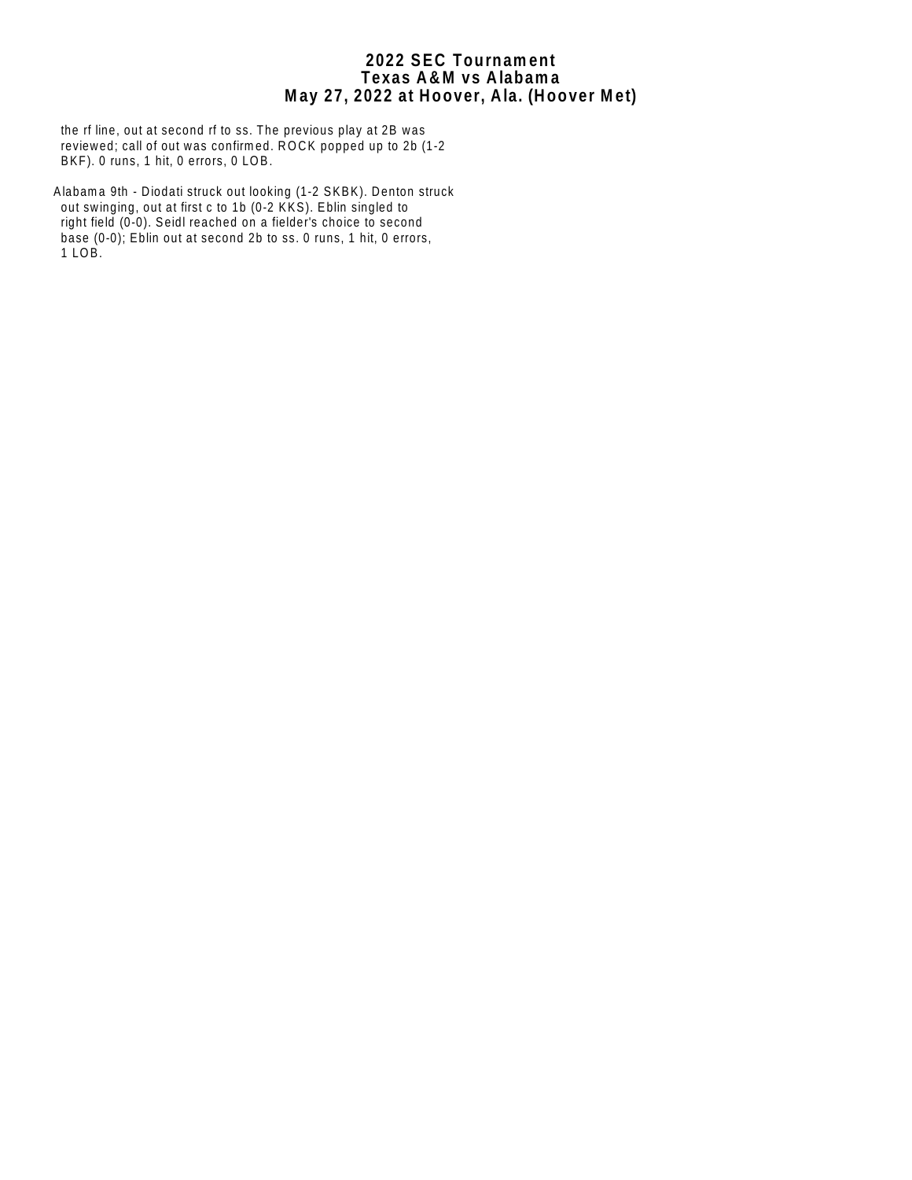the rf line, out at second rf to ss. The previous play at 2B was reviewed; call of out was confirmed. ROCK popped up to 2b (1-2 BKF). 0 runs, 1 hit, 0 errors, 0 LOB.

Alabama 9th - Diodati struck out looking (1-2 SKBK). Denton struck out swinging, out at first c to 1b (0-2 KKS). Eblin singled to right field (0-0). Seidl reached on a fielder's choice to second base (0-0); Eblin out at second 2b to ss. 0 runs, 1 hit, 0 errors, 1 LOB.